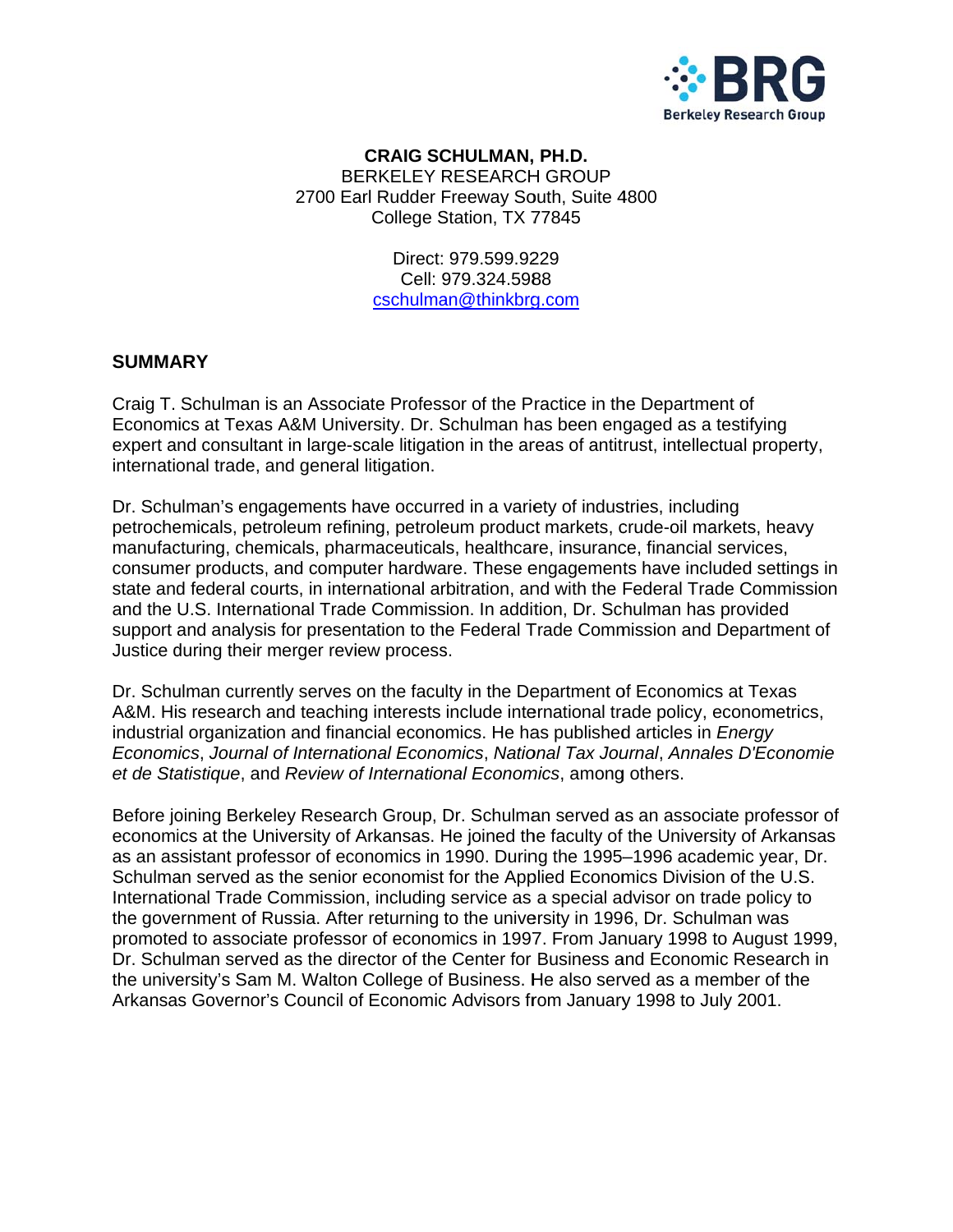**CRAIG SCHULMAN, PH.D.**
BERKELEY RESEARCH GROUP
2700 Earl Rudder Freeway South, Suite 4800
College Station, TX 77845

Direct: 979.599.9229
Cell: 979.324.5988
cschulman@thinkbrg.com

## SUMMARY

Craig T. Schulman is an Associate Professor of the Practice in the Department of Economics at Texas A&M University. Dr. Schulman has been engaged as a testifying expert and consultant in large-scale litigation in the areas of antitrust, intellectual property, international trade, and general litigation.

Dr. Schulman's engagements have occurred in a variety of industries, including petrochemicals, petroleum refining, petroleum product markets, crude-oil markets, heavy manufacturing, chemicals, pharmaceuticals, healthcare, insurance, financial services, consumer products, and computer hardware. These engagements have included settings in state and federal courts, in international arbitration, and with the Federal Trade Commission and the U.S. International Trade Commission. In addition, Dr. Schulman has provided support and analysis for presentation to the Federal Trade Commission and Department of Justice during their merger review process.

Dr. Schulman currently serves on the faculty in the Department of Economics at Texas A&M. His research and teaching interests include international trade policy, econometrics, industrial organization and financial economics. He has published articles in *Energy Economics*, *Journal of International Economics*, *National Tax Journal*, *Annales D'Economie et de Statistique*, and *Review of International Economics*, among others.

Before joining Berkeley Research Group, Dr. Schulman served as an associate professor of economics at the University of Arkansas. He joined the faculty of the University of Arkansas as an assistant professor of economics in 1990. During the 1995–1996 academic year, Dr. Schulman served as the senior economist for the Applied Economics Division of the U.S. International Trade Commission, including service as a special advisor on trade policy to the government of Russia. After returning to the university in 1996, Dr. Schulman was promoted to associate professor of economics in 1997. From January 1998 to August 1999, Dr. Schulman served as the director of the Center for Business and Economic Research in the university's Sam M. Walton College of Business. He also served as a member of the Arkansas Governor's Council of Economic Advisors from January 1998 to July 2001.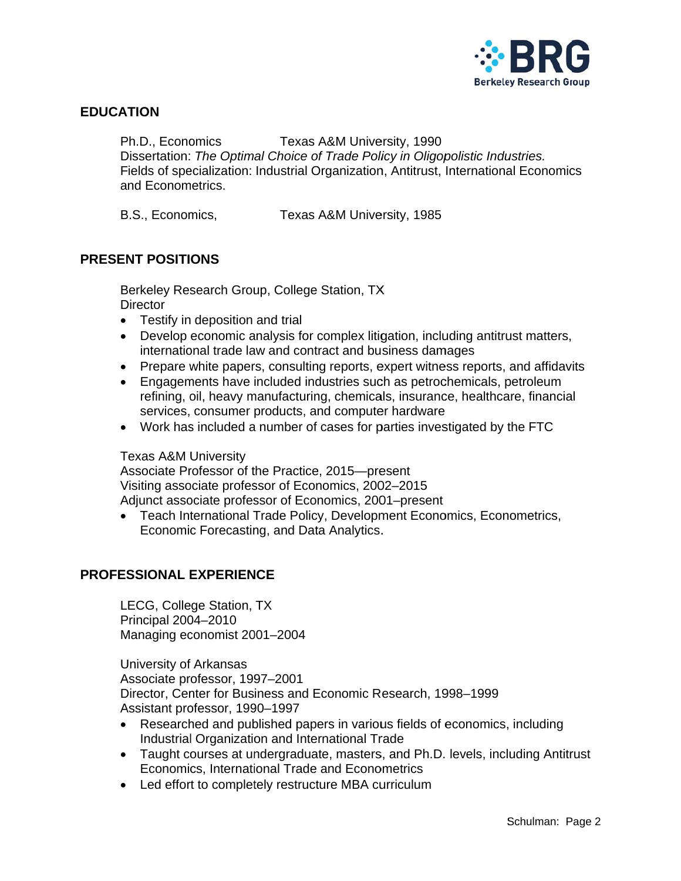## EDUCATION

Ph.D., Economics Texas A&M University, 1990
Dissertation: *The Optimal Choice of Trade Policy in Oligopolistic Industries.*
Fields of specialization: Industrial Organization, Antitrust, International Economics and Econometrics.

B.S., Economics, Texas A&M University, 1985

## PRESENT POSITIONS

Berkeley Research Group, College Station, TX
Director

- Testify in deposition and trial
- Develop economic analysis for complex litigation, including antitrust matters, international trade law and contract and business damages
- Prepare white papers, consulting reports, expert witness reports, and affidavits
- Engagements have included industries such as petrochemicals, petroleum refining, oil, heavy manufacturing, chemicals, insurance, healthcare, financial services, consumer products, and computer hardware
- Work has included a number of cases for parties investigated by the FTC

Texas A&M University
Associate Professor of the Practice, 2015—present
Visiting associate professor of Economics, 2002–2015
Adjunct associate professor of Economics, 2001–present

- Teach International Trade Policy, Development Economics, Econometrics, Economic Forecasting, and Data Analytics.

## PROFESSIONAL EXPERIENCE

LECG, College Station, TX
Principal 2004–2010
Managing economist 2001–2004

University of Arkansas
Associate professor, 1997–2001
Director, Center for Business and Economic Research, 1998–1999
Assistant professor, 1990–1997

- Researched and published papers in various fields of economics, including Industrial Organization and International Trade
- Taught courses at undergraduate, masters, and Ph.D. levels, including Antitrust Economics, International Trade and Econometrics
- Led effort to completely restructure MBA curriculum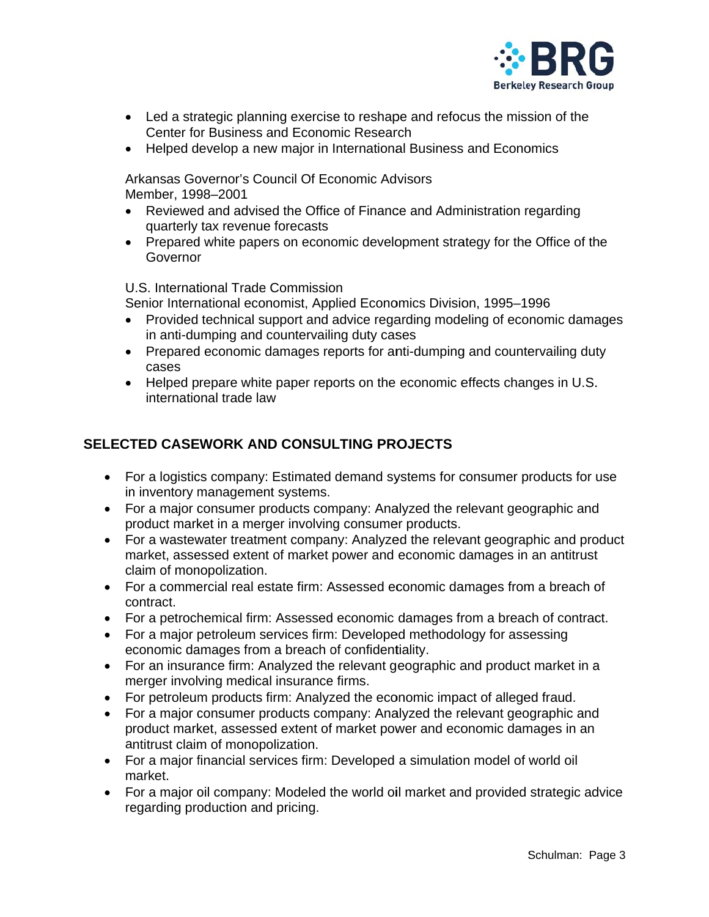- Led a strategic planning exercise to reshape and refocus the mission of the Center for Business and Economic Research
- Helped develop a new major in International Business and Economics

Arkansas Governor's Council Of Economic Advisors
Member, 1998–2001

- Reviewed and advised the Office of Finance and Administration regarding quarterly tax revenue forecasts
- Prepared white papers on economic development strategy for the Office of the Governor

U.S. International Trade Commission
Senior International economist, Applied Economics Division, 1995–1996

- Provided technical support and advice regarding modeling of economic damages in anti-dumping and countervailing duty cases
- Prepared economic damages reports for anti-dumping and countervailing duty cases
- Helped prepare white paper reports on the economic effects changes in U.S. international trade law

## SELECTED CASEWORK AND CONSULTING PROJECTS

- For a logistics company: Estimated demand systems for consumer products for use in inventory management systems.
- For a major consumer products company: Analyzed the relevant geographic and product market in a merger involving consumer products.
- For a wastewater treatment company: Analyzed the relevant geographic and product market, assessed extent of market power and economic damages in an antitrust claim of monopolization.
- For a commercial real estate firm: Assessed economic damages from a breach of contract.
- For a petrochemical firm: Assessed economic damages from a breach of contract.
- For a major petroleum services firm: Developed methodology for assessing economic damages from a breach of confidentiality.
- For an insurance firm: Analyzed the relevant geographic and product market in a merger involving medical insurance firms.
- For petroleum products firm: Analyzed the economic impact of alleged fraud.
- For a major consumer products company: Analyzed the relevant geographic and product market, assessed extent of market power and economic damages in an antitrust claim of monopolization.
- For a major financial services firm: Developed a simulation model of world oil market.
- For a major oil company: Modeled the world oil market and provided strategic advice regarding production and pricing.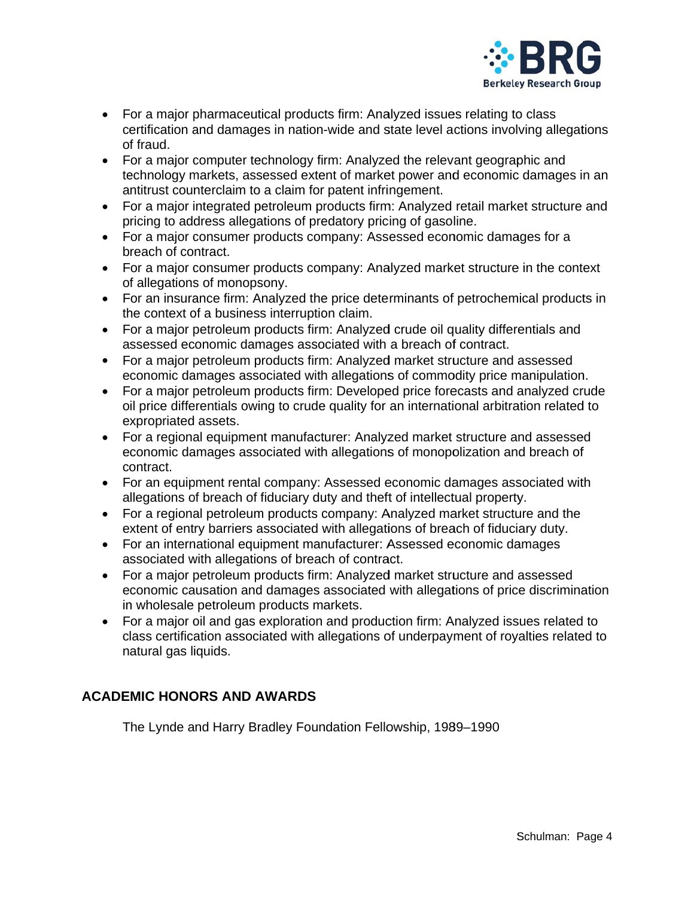- For a major pharmaceutical products firm: Analyzed issues relating to class certification and damages in nation-wide and state level actions involving allegations of fraud.
- For a major computer technology firm: Analyzed the relevant geographic and technology markets, assessed extent of market power and economic damages in an antitrust counterclaim to a claim for patent infringement.
- For a major integrated petroleum products firm: Analyzed retail market structure and pricing to address allegations of predatory pricing of gasoline.
- For a major consumer products company: Assessed economic damages for a breach of contract.
- For a major consumer products company: Analyzed market structure in the context of allegations of monopsony.
- For an insurance firm: Analyzed the price determinants of petrochemical products in the context of a business interruption claim.
- For a major petroleum products firm: Analyzed crude oil quality differentials and assessed economic damages associated with a breach of contract.
- For a major petroleum products firm: Analyzed market structure and assessed economic damages associated with allegations of commodity price manipulation.
- For a major petroleum products firm: Developed price forecasts and analyzed crude oil price differentials owing to crude quality for an international arbitration related to expropriated assets.
- For a regional equipment manufacturer: Analyzed market structure and assessed economic damages associated with allegations of monopolization and breach of contract.
- For an equipment rental company: Assessed economic damages associated with allegations of breach of fiduciary duty and theft of intellectual property.
- For a regional petroleum products company: Analyzed market structure and the extent of entry barriers associated with allegations of breach of fiduciary duty.
- For an international equipment manufacturer: Assessed economic damages associated with allegations of breach of contract.
- For a major petroleum products firm: Analyzed market structure and assessed economic causation and damages associated with allegations of price discrimination in wholesale petroleum products markets.
- For a major oil and gas exploration and production firm: Analyzed issues related to class certification associated with allegations of underpayment of royalties related to natural gas liquids.

## ACADEMIC HONORS AND AWARDS

The Lynde and Harry Bradley Foundation Fellowship, 1989–1990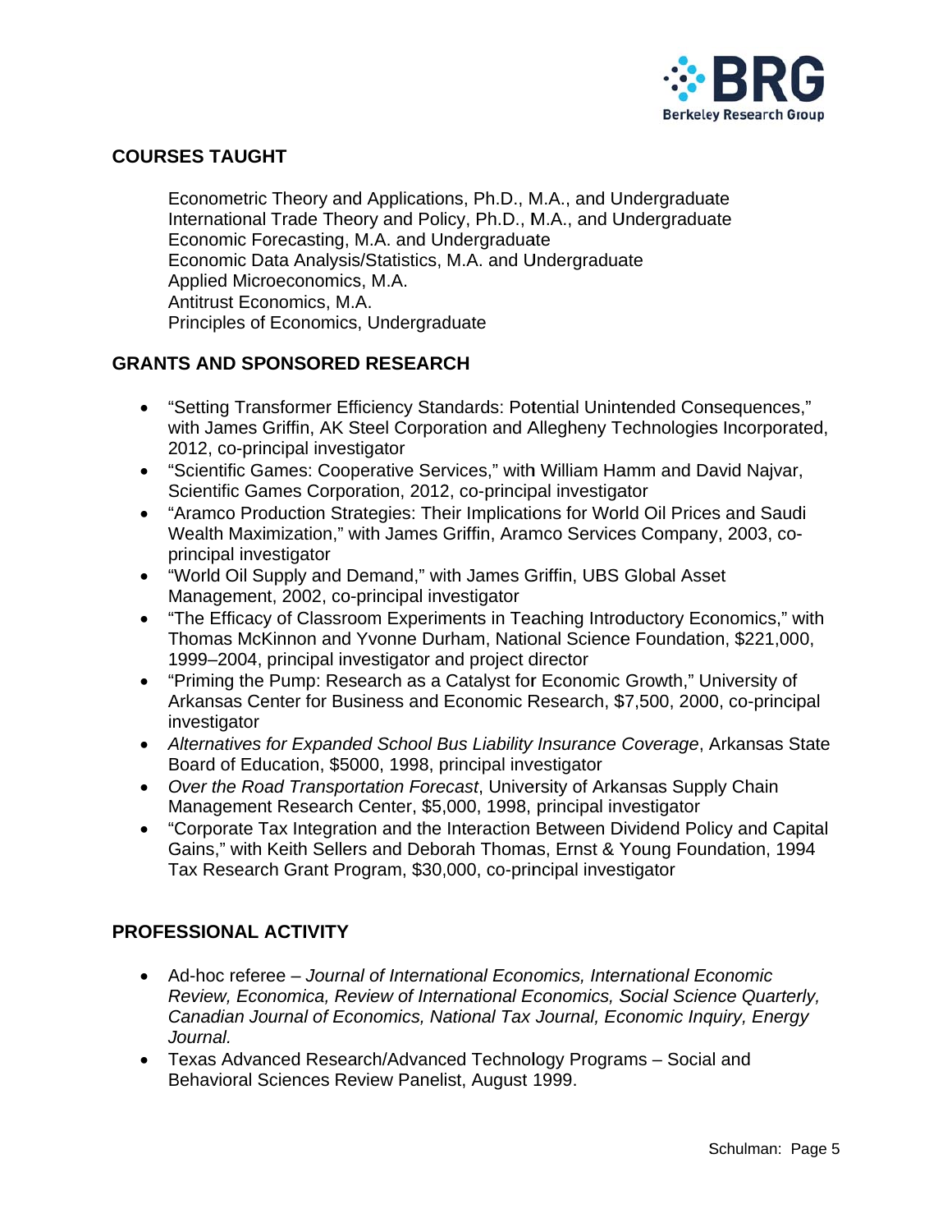## COURSES TAUGHT

Econometric Theory and Applications, Ph.D., M.A., and Undergraduate
International Trade Theory and Policy, Ph.D., M.A., and Undergraduate
Economic Forecasting, M.A. and Undergraduate
Economic Data Analysis/Statistics, M.A. and Undergraduate
Applied Microeconomics, M.A.
Antitrust Economics, M.A.
Principles of Economics, Undergraduate

## GRANTS AND SPONSORED RESEARCH

- "Setting Transformer Efficiency Standards: Potential Unintended Consequences," with James Griffin, AK Steel Corporation and Allegheny Technologies Incorporated, 2012, co-principal investigator
- "Scientific Games: Cooperative Services," with William Hamm and David Najvar, Scientific Games Corporation, 2012, co-principal investigator
- "Aramco Production Strategies: Their Implications for World Oil Prices and Saudi Wealth Maximization," with James Griffin, Aramco Services Company, 2003, co-principal investigator
- "World Oil Supply and Demand," with James Griffin, UBS Global Asset Management, 2002, co-principal investigator
- "The Efficacy of Classroom Experiments in Teaching Introductory Economics," with Thomas McKinnon and Yvonne Durham, National Science Foundation, $221,000, 1999–2004, principal investigator and project director
- "Priming the Pump: Research as a Catalyst for Economic Growth," University of Arkansas Center for Business and Economic Research, $7,500, 2000, co-principal investigator
- *Alternatives for Expanded School Bus Liability Insurance Coverage*, Arkansas State Board of Education, $5000, 1998, principal investigator
- *Over the Road Transportation Forecast*, University of Arkansas Supply Chain Management Research Center, $5,000, 1998, principal investigator
- "Corporate Tax Integration and the Interaction Between Dividend Policy and Capital Gains," with Keith Sellers and Deborah Thomas, Ernst & Young Foundation, 1994 Tax Research Grant Program, $30,000, co-principal investigator

## PROFESSIONAL ACTIVITY

- Ad-hoc referee – *Journal of International Economics, International Economic Review, Economica, Review of International Economics, Social Science Quarterly, Canadian Journal of Economics, National Tax Journal, Economic Inquiry, Energy Journal.*
- Texas Advanced Research/Advanced Technology Programs – Social and Behavioral Sciences Review Panelist, August 1999.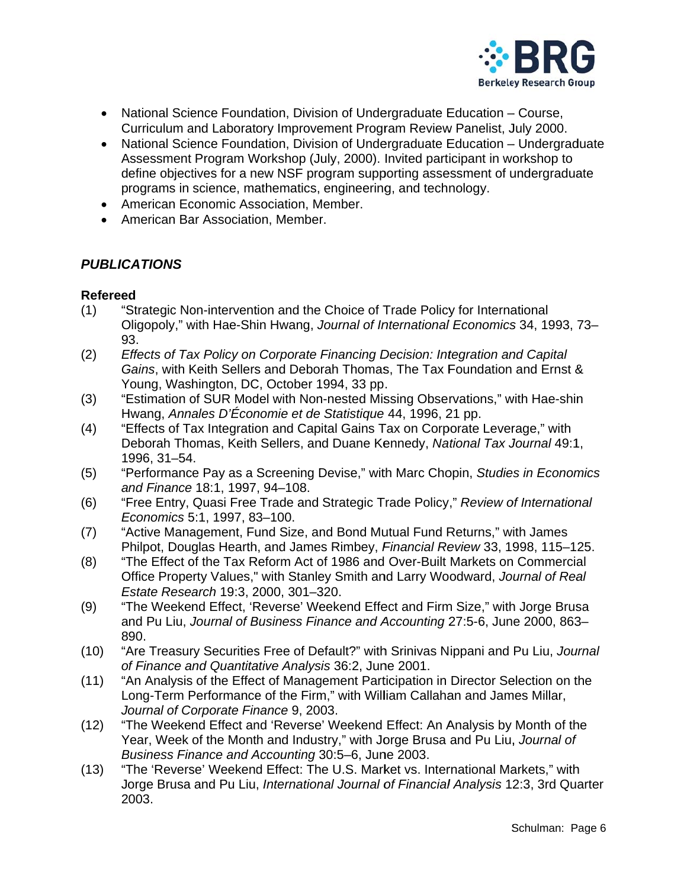- National Science Foundation, Division of Undergraduate Education – Course, Curriculum and Laboratory Improvement Program Review Panelist, July 2000.
- National Science Foundation, Division of Undergraduate Education – Undergraduate Assessment Program Workshop (July, 2000). Invited participant in workshop to define objectives for a new NSF program supporting assessment of undergraduate programs in science, mathematics, engineering, and technology.
- American Economic Association, Member.
- American Bar Association, Member.

## *PUBLICATIONS*

### Refereed

(1) "Strategic Non-intervention and the Choice of Trade Policy for International Oligopoly," with Hae-Shin Hwang, *Journal of International Economics* 34, 1993, 73–93.

(2) *Effects of Tax Policy on Corporate Financing Decision: Integration and Capital Gains*, with Keith Sellers and Deborah Thomas, The Tax Foundation and Ernst & Young, Washington, DC, October 1994, 33 pp.

(3) "Estimation of SUR Model with Non-nested Missing Observations," with Hae-shin Hwang, *Annales D'Économie et de Statistique* 44, 1996, 21 pp.

(4) "Effects of Tax Integration and Capital Gains Tax on Corporate Leverage," with Deborah Thomas, Keith Sellers, and Duane Kennedy, *National Tax Journal* 49:1, 1996, 31–54.

(5) "Performance Pay as a Screening Devise," with Marc Chopin, *Studies in Economics and Finance* 18:1, 1997, 94–108.

(6) "Free Entry, Quasi Free Trade and Strategic Trade Policy," *Review of International Economics* 5:1, 1997, 83–100.

(7) "Active Management, Fund Size, and Bond Mutual Fund Returns," with James Philpot, Douglas Hearth, and James Rimbey, *Financial Review* 33, 1998, 115–125.

(8) "The Effect of the Tax Reform Act of 1986 and Over-Built Markets on Commercial Office Property Values," with Stanley Smith and Larry Woodward, *Journal of Real Estate Research* 19:3, 2000, 301–320.

(9) "The Weekend Effect, 'Reverse' Weekend Effect and Firm Size," with Jorge Brusa and Pu Liu, *Journal of Business Finance and Accounting* 27:5-6, June 2000, 863–890.

(10) "Are Treasury Securities Free of Default?" with Srinivas Nippani and Pu Liu, *Journal of Finance and Quantitative Analysis* 36:2, June 2001.

(11) "An Analysis of the Effect of Management Participation in Director Selection on the Long-Term Performance of the Firm," with William Callahan and James Millar, *Journal of Corporate Finance* 9, 2003.

(12) "The Weekend Effect and 'Reverse' Weekend Effect: An Analysis by Month of the Year, Week of the Month and Industry," with Jorge Brusa and Pu Liu, *Journal of Business Finance and Accounting* 30:5–6, June 2003.

(13) "The 'Reverse' Weekend Effect: The U.S. Market vs. International Markets," with Jorge Brusa and Pu Liu, *International Journal of Financial Analysis* 12:3, 3rd Quarter 2003.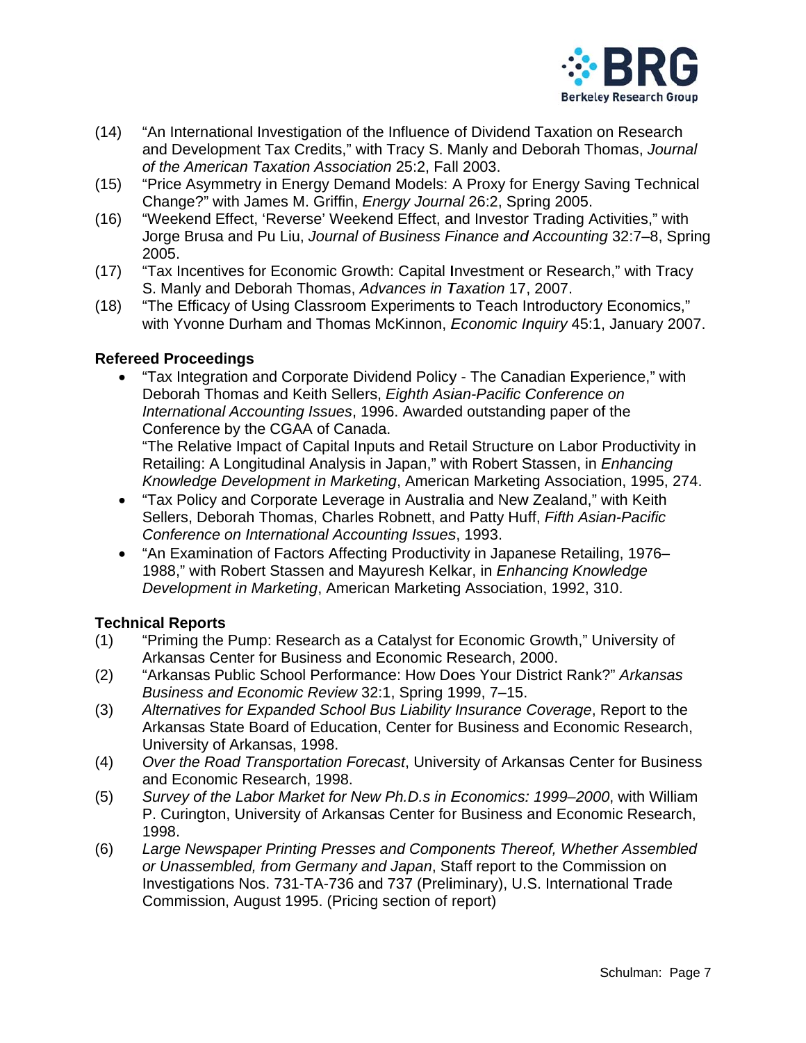(14) "An International Investigation of the Influence of Dividend Taxation on Research and Development Tax Credits," with Tracy S. Manly and Deborah Thomas, *Journal of the American Taxation Association* 25:2, Fall 2003.

(15) "Price Asymmetry in Energy Demand Models: A Proxy for Energy Saving Technical Change?" with James M. Griffin, *Energy Journal* 26:2, Spring 2005.

(16) "Weekend Effect, 'Reverse' Weekend Effect, and Investor Trading Activities," with Jorge Brusa and Pu Liu, *Journal of Business Finance and Accounting* 32:7–8, Spring 2005.

(17) "Tax Incentives for Economic Growth: Capital Investment or Research," with Tracy S. Manly and Deborah Thomas, *Advances in Taxation* 17, 2007.

(18) "The Efficacy of Using Classroom Experiments to Teach Introductory Economics," with Yvonne Durham and Thomas McKinnon, *Economic Inquiry* 45:1, January 2007.

**Refereed Proceedings**

- "Tax Integration and Corporate Dividend Policy - The Canadian Experience," with Deborah Thomas and Keith Sellers, *Eighth Asian-Pacific Conference on International Accounting Issues*, 1996. Awarded outstanding paper of the Conference by the CGAA of Canada.
  "The Relative Impact of Capital Inputs and Retail Structure on Labor Productivity in Retailing: A Longitudinal Analysis in Japan," with Robert Stassen, in *Enhancing Knowledge Development in Marketing*, American Marketing Association, 1995, 274.
- "Tax Policy and Corporate Leverage in Australia and New Zealand," with Keith Sellers, Deborah Thomas, Charles Robnett, and Patty Huff, *Fifth Asian-Pacific Conference on International Accounting Issues*, 1993.
- "An Examination of Factors Affecting Productivity in Japanese Retailing, 1976–1988," with Robert Stassen and Mayuresh Kelkar, in *Enhancing Knowledge Development in Marketing*, American Marketing Association, 1992, 310.

**Technical Reports**

(1) "Priming the Pump: Research as a Catalyst for Economic Growth," University of Arkansas Center for Business and Economic Research, 2000.

(2) "Arkansas Public School Performance: How Does Your District Rank?" *Arkansas Business and Economic Review* 32:1, Spring 1999, 7–15.

(3) *Alternatives for Expanded School Bus Liability Insurance Coverage*, Report to the Arkansas State Board of Education, Center for Business and Economic Research, University of Arkansas, 1998.

(4) *Over the Road Transportation Forecast*, University of Arkansas Center for Business and Economic Research, 1998.

(5) *Survey of the Labor Market for New Ph.D.s in Economics: 1999–2000*, with William P. Curington, University of Arkansas Center for Business and Economic Research, 1998.

(6) *Large Newspaper Printing Presses and Components Thereof, Whether Assembled or Unassembled, from Germany and Japan*, Staff report to the Commission on Investigations Nos. 731-TA-736 and 737 (Preliminary), U.S. International Trade Commission, August 1995. (Pricing section of report)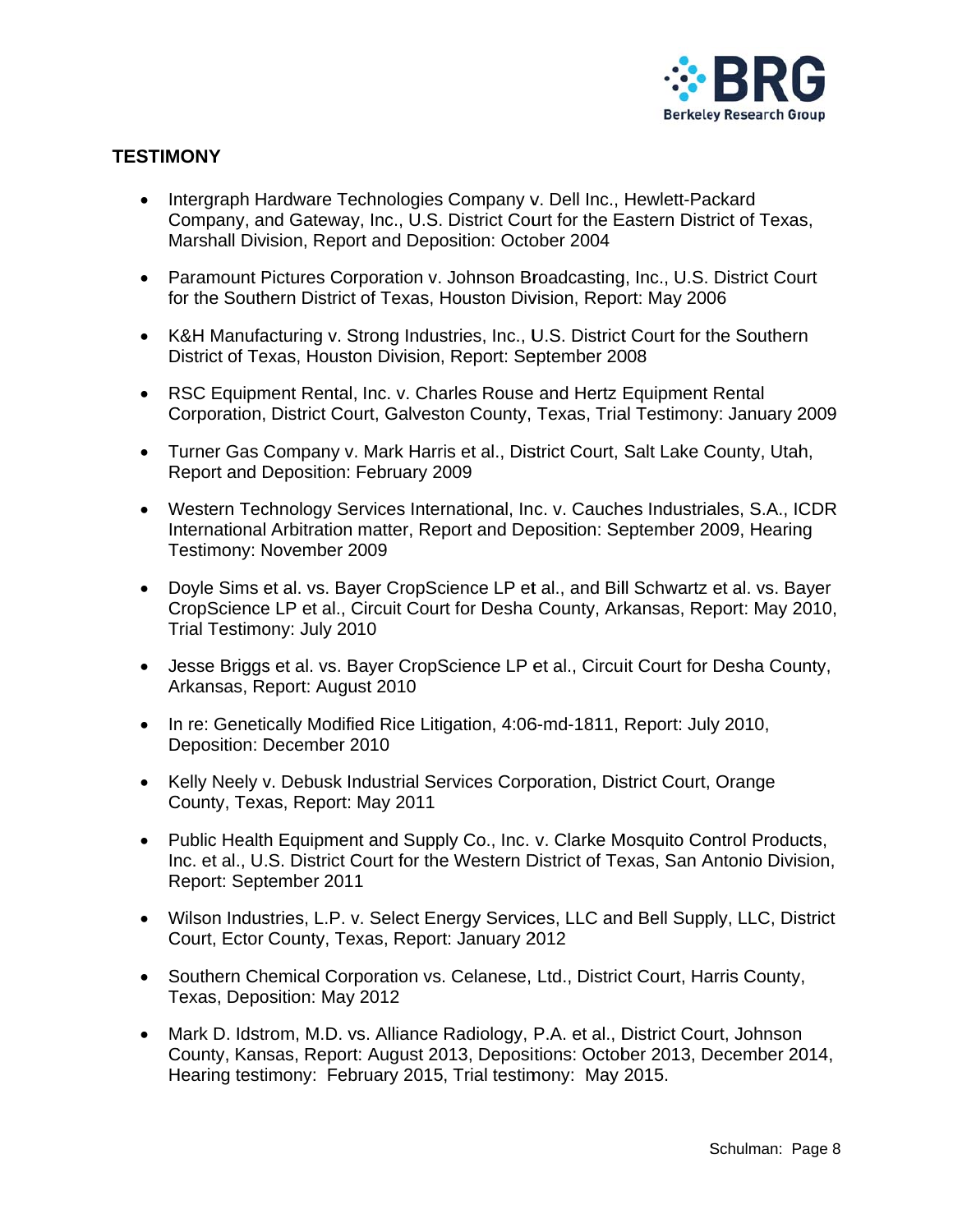## TESTIMONY

- Intergraph Hardware Technologies Company v. Dell Inc., Hewlett-Packard Company, and Gateway, Inc., U.S. District Court for the Eastern District of Texas, Marshall Division, Report and Deposition: October 2004

- Paramount Pictures Corporation v. Johnson Broadcasting, Inc., U.S. District Court for the Southern District of Texas, Houston Division, Report: May 2006

- K&H Manufacturing v. Strong Industries, Inc., U.S. District Court for the Southern District of Texas, Houston Division, Report: September 2008

- RSC Equipment Rental, Inc. v. Charles Rouse and Hertz Equipment Rental Corporation, District Court, Galveston County, Texas, Trial Testimony: January 2009

- Turner Gas Company v. Mark Harris et al., District Court, Salt Lake County, Utah, Report and Deposition: February 2009

- Western Technology Services International, Inc. v. Cauches Industriales, S.A., ICDR International Arbitration matter, Report and Deposition: September 2009, Hearing Testimony: November 2009

- Doyle Sims et al. vs. Bayer CropScience LP et al., and Bill Schwartz et al. vs. Bayer CropScience LP et al., Circuit Court for Desha County, Arkansas, Report: May 2010, Trial Testimony: July 2010

- Jesse Briggs et al. vs. Bayer CropScience LP et al., Circuit Court for Desha County, Arkansas, Report: August 2010

- In re: Genetically Modified Rice Litigation, 4:06-md-1811, Report: July 2010, Deposition: December 2010

- Kelly Neely v. Debusk Industrial Services Corporation, District Court, Orange County, Texas, Report: May 2011

- Public Health Equipment and Supply Co., Inc. v. Clarke Mosquito Control Products, Inc. et al., U.S. District Court for the Western District of Texas, San Antonio Division, Report: September 2011

- Wilson Industries, L.P. v. Select Energy Services, LLC and Bell Supply, LLC, District Court, Ector County, Texas, Report: January 2012

- Southern Chemical Corporation vs. Celanese, Ltd., District Court, Harris County, Texas, Deposition: May 2012

- Mark D. Idstrom, M.D. vs. Alliance Radiology, P.A. et al., District Court, Johnson County, Kansas, Report: August 2013, Depositions: October 2013, December 2014, Hearing testimony: February 2015, Trial testimony: May 2015.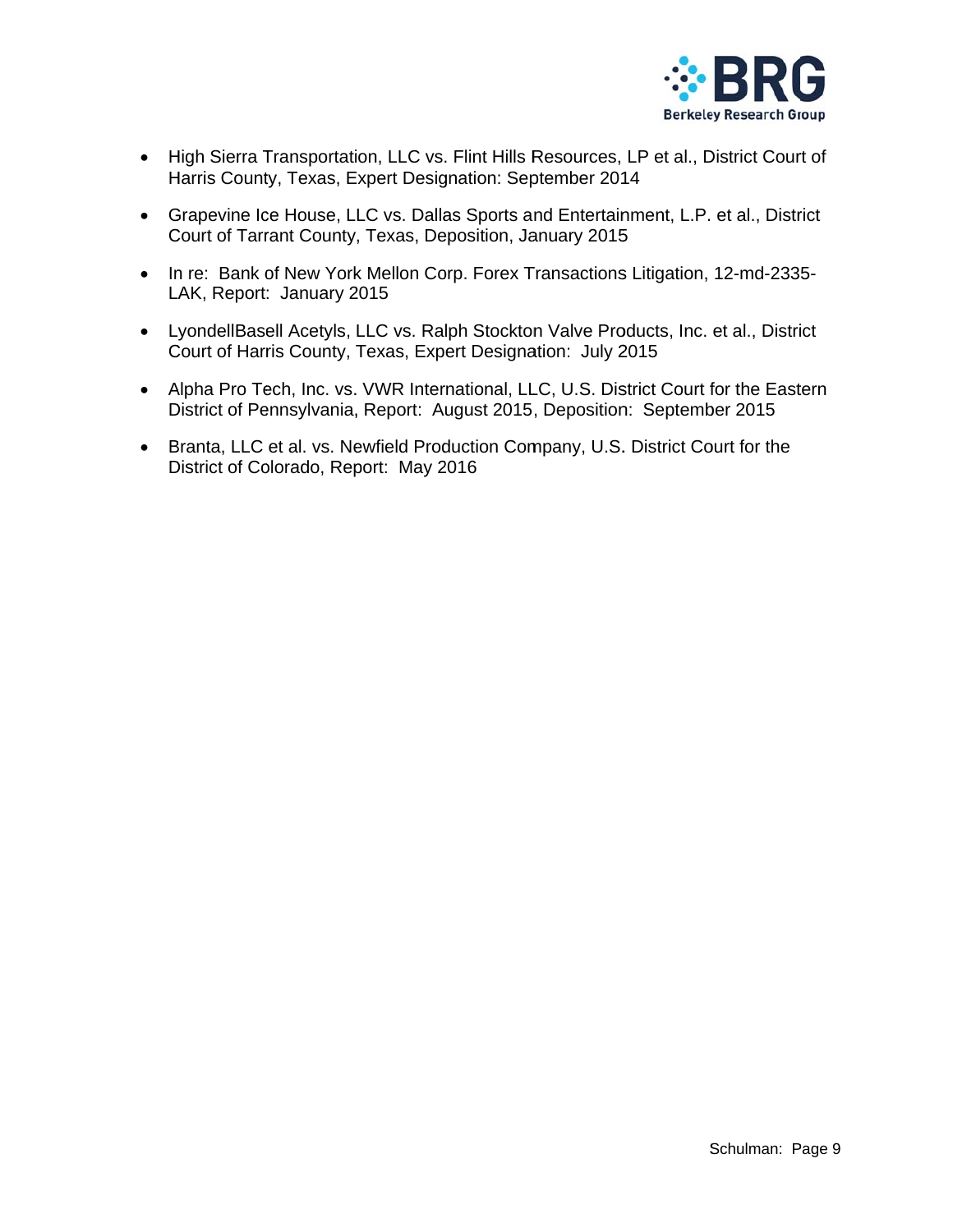- High Sierra Transportation, LLC vs. Flint Hills Resources, LP et al., District Court of Harris County, Texas, Expert Designation: September 2014
- Grapevine Ice House, LLC vs. Dallas Sports and Entertainment, L.P. et al., District Court of Tarrant County, Texas, Deposition, January 2015
- In re: Bank of New York Mellon Corp. Forex Transactions Litigation, 12-md-2335-LAK, Report: January 2015
- LyondellBasell Acetyls, LLC vs. Ralph Stockton Valve Products, Inc. et al., District Court of Harris County, Texas, Expert Designation: July 2015
- Alpha Pro Tech, Inc. vs. VWR International, LLC, U.S. District Court for the Eastern District of Pennsylvania, Report: August 2015, Deposition: September 2015
- Branta, LLC et al. vs. Newfield Production Company, U.S. District Court for the District of Colorado, Report: May 2016